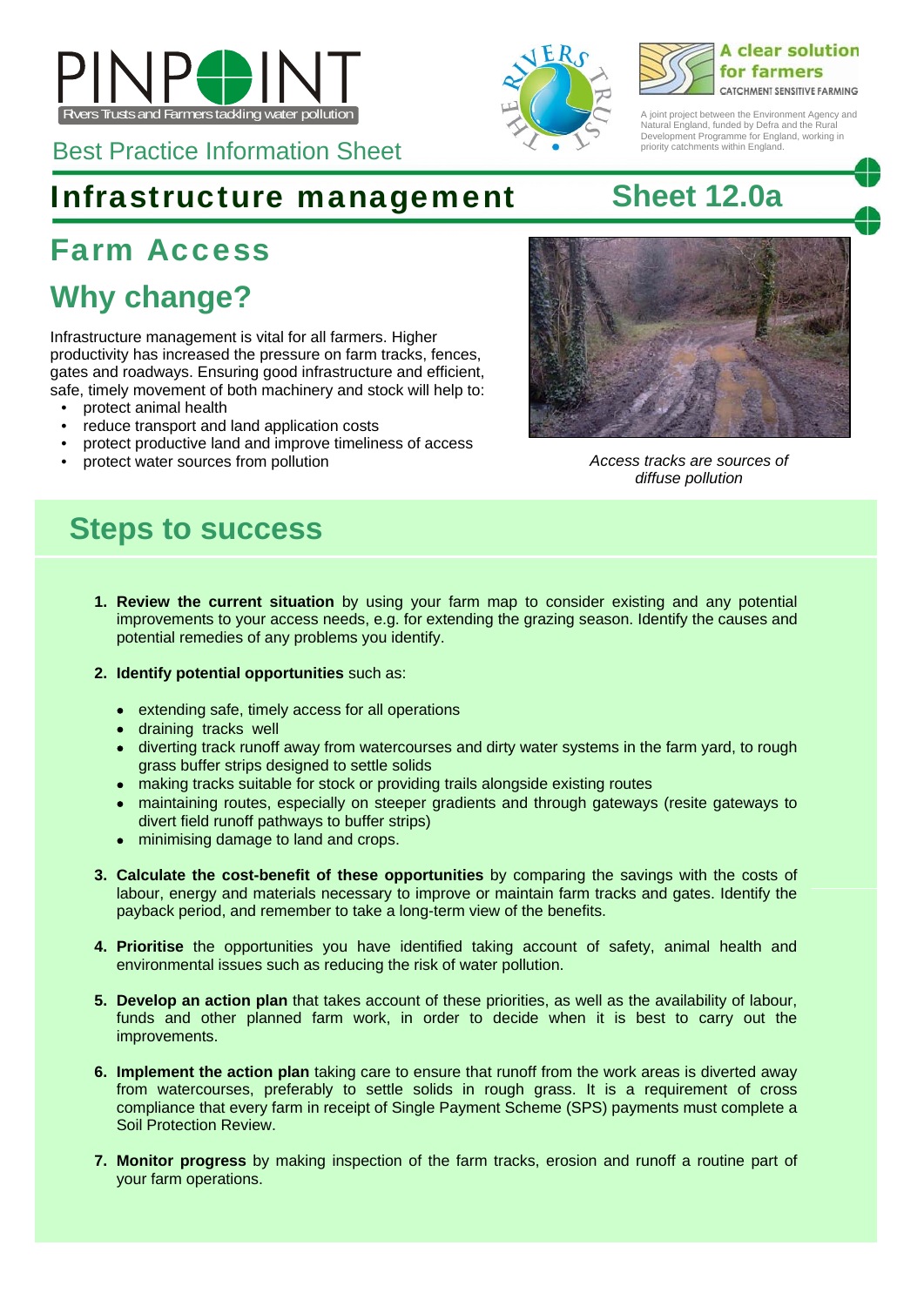PINPOINT

Rivers Trusts and Farmers tackling water pollution

Best Practice Information Sheet

A clear solution for farmers

CATCHMENT SENSITIVE FARMING

A joint project between the Environment Agency and Natural England, funded by Defra and the Rural Development Programme for England, working in priority catchments within England.

# Infrastructure management — Sheet 12.0a

## Farm Access

## Why change?

Infrastructure management is vital for all farmers. Higher productivity has increased the pressure on farm tracks, fences, gates and roadways. Ensuring good infrastructure and efficient, safe, timely movement of both machinery and stock will help to:

- protect animal health
- reduce transport and land application costs
- protect productive land and improve timeliness of access
- protect water sources from pollution

*Access tracks are sources of diffuse pollution*

## Steps to success

1. **Review the current situation** by using your farm map to consider existing and any potential improvements to your access needs, e.g. for extending the grazing season. Identify the causes and potential remedies of any problems you identify.

2. **Identify potential opportunities** such as:

   - extending safe, timely access for all operations
   - draining tracks well
   - diverting track runoff away from watercourses and dirty water systems in the farm yard, to rough grass buffer strips designed to settle solids
   - making tracks suitable for stock or providing trails alongside existing routes
   - maintaining routes, especially on steeper gradients and through gateways (resite gateways to divert field runoff pathways to buffer strips)
   - minimising damage to land and crops.

3. **Calculate the cost-benefit of these opportunities** by comparing the savings with the costs of labour, energy and materials necessary to improve or maintain farm tracks and gates. Identify the payback period, and remember to take a long-term view of the benefits.

4. **Prioritise** the opportunities you have identified taking account of safety, animal health and environmental issues such as reducing the risk of water pollution.

5. **Develop an action plan** that takes account of these priorities, as well as the availability of labour, funds and other planned farm work, in order to decide when it is best to carry out the improvements.

6. **Implement the action plan** taking care to ensure that runoff from the work areas is diverted away from watercourses, preferably to settle solids in rough grass. It is a requirement of cross compliance that every farm in receipt of Single Payment Scheme (SPS) payments must complete a Soil Protection Review.

7. **Monitor progress** by making inspection of the farm tracks, erosion and runoff a routine part of your farm operations.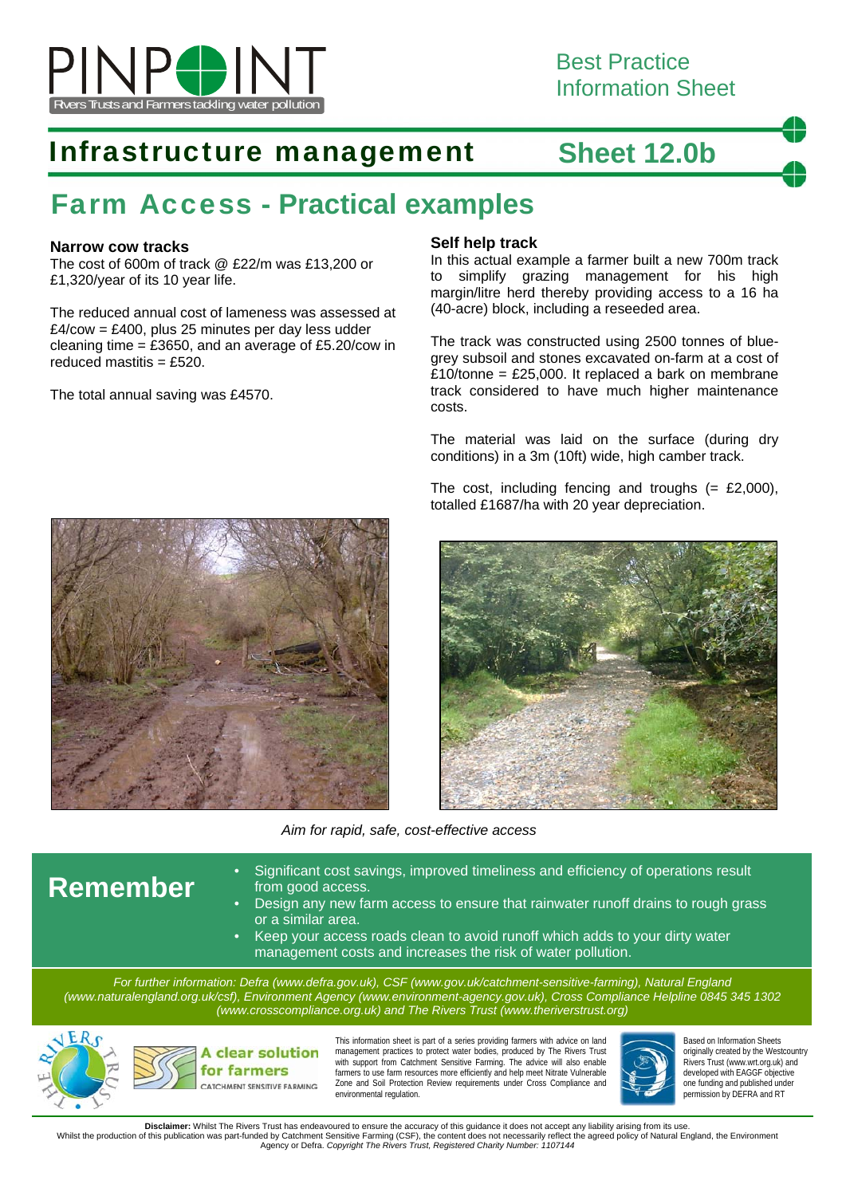# Infrastructure management

## Sheet 12.0b

# Farm Access - Practical examples

### Narrow cow tracks

The cost of 600m of track @ £22/m was £13,200 or £1,320/year of its 10 year life.

The reduced annual cost of lameness was assessed at £4/cow = £400, plus 25 minutes per day less udder cleaning time = £3650, and an average of £5.20/cow in reduced mastitis = £520.

The total annual saving was £4570.

### Self help track

In this actual example a farmer built a new 700m track to simplify grazing management for his high margin/litre herd thereby providing access to a 16 ha (40-acre) block, including a reseeded area.

The track was constructed using 2500 tonnes of blue-grey subsoil and stones excavated on-farm at a cost of £10/tonne = £25,000. It replaced a bark on membrane track considered to have much higher maintenance costs.

The material was laid on the surface (during dry conditions) in a 3m (10ft) wide, high camber track.

The cost, including fencing and troughs (= £2,000), totalled £1687/ha with 20 year depreciation.

*Aim for rapid, safe, cost-effective access*

## Remember

- Significant cost savings, improved timeliness and efficiency of operations result from good access.
- Design any new farm access to ensure that rainwater runoff drains to rough grass or a similar area.
- Keep your access roads clean to avoid runoff which adds to your dirty water management costs and increases the risk of water pollution.

*For further information: Defra (www.defra.gov.uk), CSF (www.gov.uk/catchment-sensitive-farming), Natural England (www.naturalengland.org.uk/csf), Environment Agency (www.environment-agency.gov.uk), Cross Compliance Helpline 0845 345 1302 (www.crosscompliance.org.uk) and The Rivers Trust (www.theriverstrust.org)*

This information sheet is part of a series providing farmers with advice on land management practices to protect water bodies, produced by The Rivers Trust with support from Catchment Sensitive Farming. The advice will also enable farmers to use farm resources more efficiently and help meet Nitrate Vulnerable Zone and Soil Protection Review requirements under Cross Compliance and environmental regulation.

Based on Information Sheets originally created by the Westcountry Rivers Trust (www.wrt.org.uk) and developed with EAGGF objective one funding and published under permission by DEFRA and RT

**Disclaimer:** Whilst The Rivers Trust has endeavoured to ensure the accuracy of this guidance it does not accept any liability arising from its use. Whilst the production of this publication was part-funded by Catchment Sensitive Farming (CSF), the content does not necessarily reflect the agreed policy of Natural England, the Environment Agency or Defra. *Copyright The Rivers Trust, Registered Charity Number: 1107144*